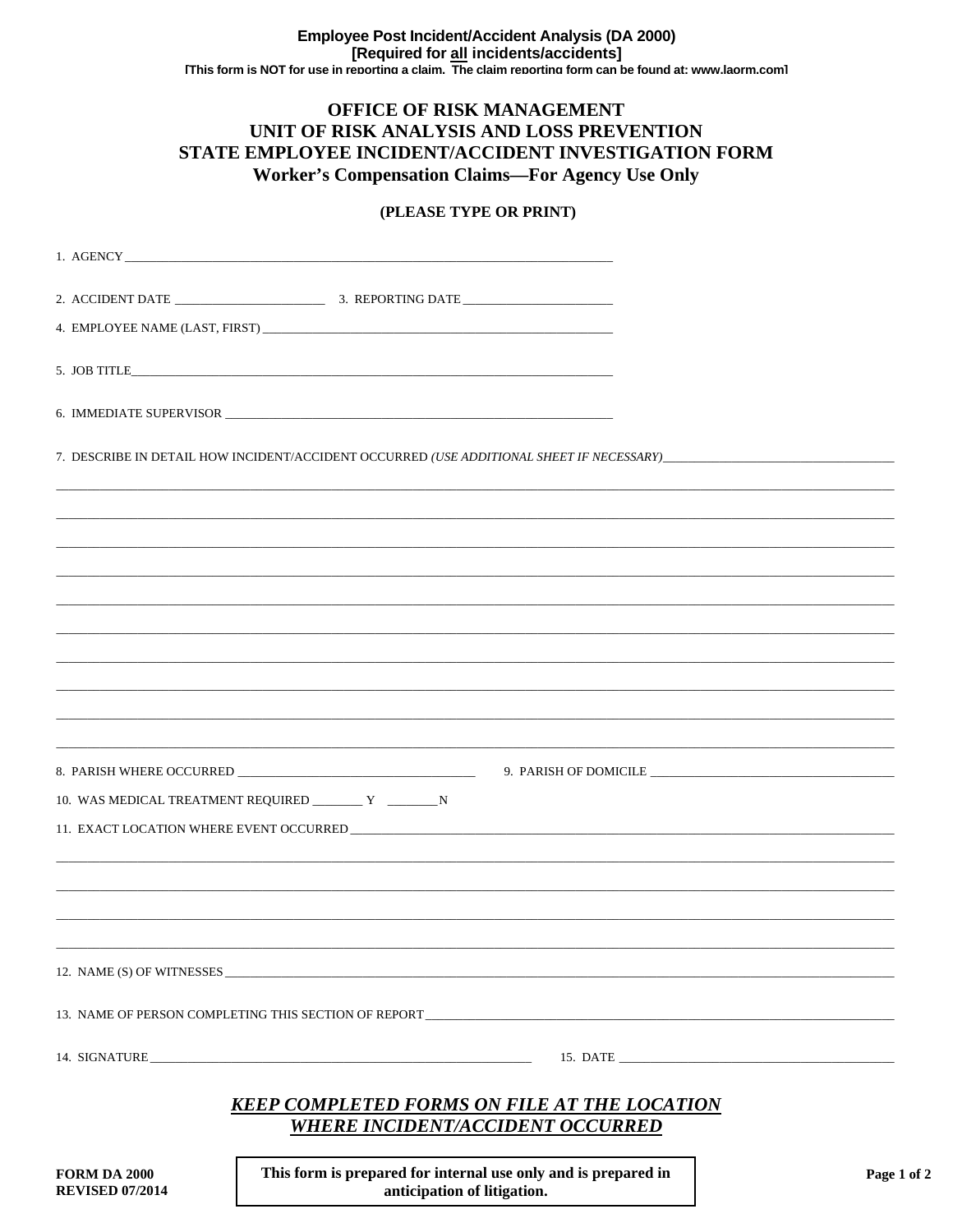**Employee Post Incident/Accident Analysis (DA 2000)**
**[Required for all incidents/accidents]**
**[This form is NOT for use in reporting a claim. The claim reporting form can be found at: www.laorm.com]**

# OFFICE OF RISK MANAGEMENT
## UNIT OF RISK ANALYSIS AND LOSS PREVENTION
## STATE EMPLOYEE INCIDENT/ACCIDENT INVESTIGATION FORM
### Worker's Compensation Claims—For Agency Use Only

**(PLEASE TYPE OR PRINT)**

1. AGENCY ______________________________

2. ACCIDENT DATE ______________ 3. REPORTING DATE ______________

4. EMPLOYEE NAME (LAST, FIRST) ______________________________

5. JOB TITLE ______________________________

6. IMMEDIATE SUPERVISOR ______________________________

7. DESCRIBE IN DETAIL HOW INCIDENT/ACCIDENT OCCURRED *(USE ADDITIONAL SHEET IF NECESSARY)* ______________________________

______________________________________________________________

______________________________________________________________

______________________________________________________________

______________________________________________________________

______________________________________________________________

______________________________________________________________

______________________________________________________________

______________________________________________________________

______________________________________________________________

______________________________________________________________

8. PARISH WHERE OCCURRED ______________ 9. PARISH OF DOMICILE ______________

10. WAS MEDICAL TREATMENT REQUIRED ________ Y ________ N

11. EXACT LOCATION WHERE EVENT OCCURRED ______________________________

______________________________________________________________

______________________________________________________________

______________________________________________________________

______________________________________________________________

12. NAME (S) OF WITNESSES ______________________________

13. NAME OF PERSON COMPLETING THIS SECTION OF REPORT ______________________________

14. SIGNATURE ______________________________ 15. DATE ______________

***KEEP COMPLETED FORMS ON FILE AT THE LOCATION WHERE INCIDENT/ACCIDENT OCCURRED***

**FORM DA 2000**
**REVISED 07/2014**

**This form is prepared for internal use only and is prepared in anticipation of litigation.**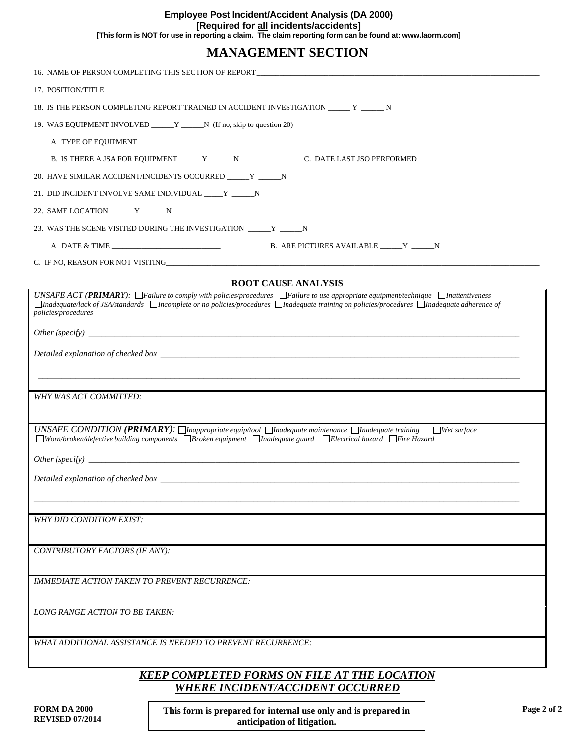**Employee Post Incident/Accident Analysis (DA 2000)**
**[Required for all incidents/accidents]**
**[This form is NOT for use in reporting a claim. The claim reporting form can be found at: www.laorm.com]**

# MANAGEMENT SECTION

16. NAME OF PERSON COMPLETING THIS SECTION OF REPORT ________________________________

17. POSITION/TITLE ________________________________

18. IS THE PERSON COMPLETING REPORT TRAINED IN ACCIDENT INVESTIGATION ______ Y ______ N

19. WAS EQUIPMENT INVOLVED ______Y ______N (If no, skip to question 20)

    A. TYPE OF EQUIPMENT ________________________________

    B. IS THERE A JSA FOR EQUIPMENT ______Y ______ N

    C. DATE LAST JSO PERFORMED ___________________

20. HAVE SIMILAR ACCIDENT/INCIDENTS OCCURRED ______Y ______N

21. DID INCIDENT INVOLVE SAME INDIVIDUAL _____Y ______N

22. SAME LOCATION ______Y ______N

23. WAS THE SCENE VISITED DURING THE INVESTIGATION ______Y ______N

    A. DATE & TIME ____________________________

    B. ARE PICTURES AVAILABLE ______Y ______N

C. IF NO, REASON FOR NOT VISITING________________________________

## ROOT CAUSE ANALYSIS

*UNSAFE ACT (**PRIMARY**):* ☐ *Failure to comply with policies/procedures* ☐ *Failure to use appropriate equipment/technique* ☐ *Inattentiveness* ☐ *Inadequate/lack of JSA/standards* ☐ *Incomplete or no policies/procedures* ☐ *Inadequate training on policies/procedures* ☐ *Inadequate adherence of policies/procedures*

*Other (specify)* ________________________________

*Detailed explanation of checked box* ________________________________

________________________________

*WHY WAS ACT COMMITTED:*

*UNSAFE CONDITION (**PRIMARY**):* ☐ *Inappropriate equip/tool* ☐ *Inadequate maintenance* ☐ *Inadequate training* ☐ *Wet surface* ☐ *Worn/broken/defective building components* ☐ *Broken equipment* ☐ *Inadequate guard* ☐ *Electrical hazard* ☐ *Fire Hazard*

*Other (specify)* ________________________________

*Detailed explanation of checked box* ________________________________

________________________________

*WHY DID CONDITION EXIST:*

*CONTRIBUTORY FACTORS (IF ANY):*

*IMMEDIATE ACTION TAKEN TO PREVENT RECURRENCE:*

*LONG RANGE ACTION TO BE TAKEN:*

*WHAT ADDITIONAL ASSISTANCE IS NEEDED TO PREVENT RECURRENCE:*

***KEEP COMPLETED FORMS ON FILE AT THE LOCATION WHERE INCIDENT/ACCIDENT OCCURRED***

**FORM DA 2000**
**REVISED 07/2014**

**This form is prepared for internal use only and is prepared in anticipation of litigation.**